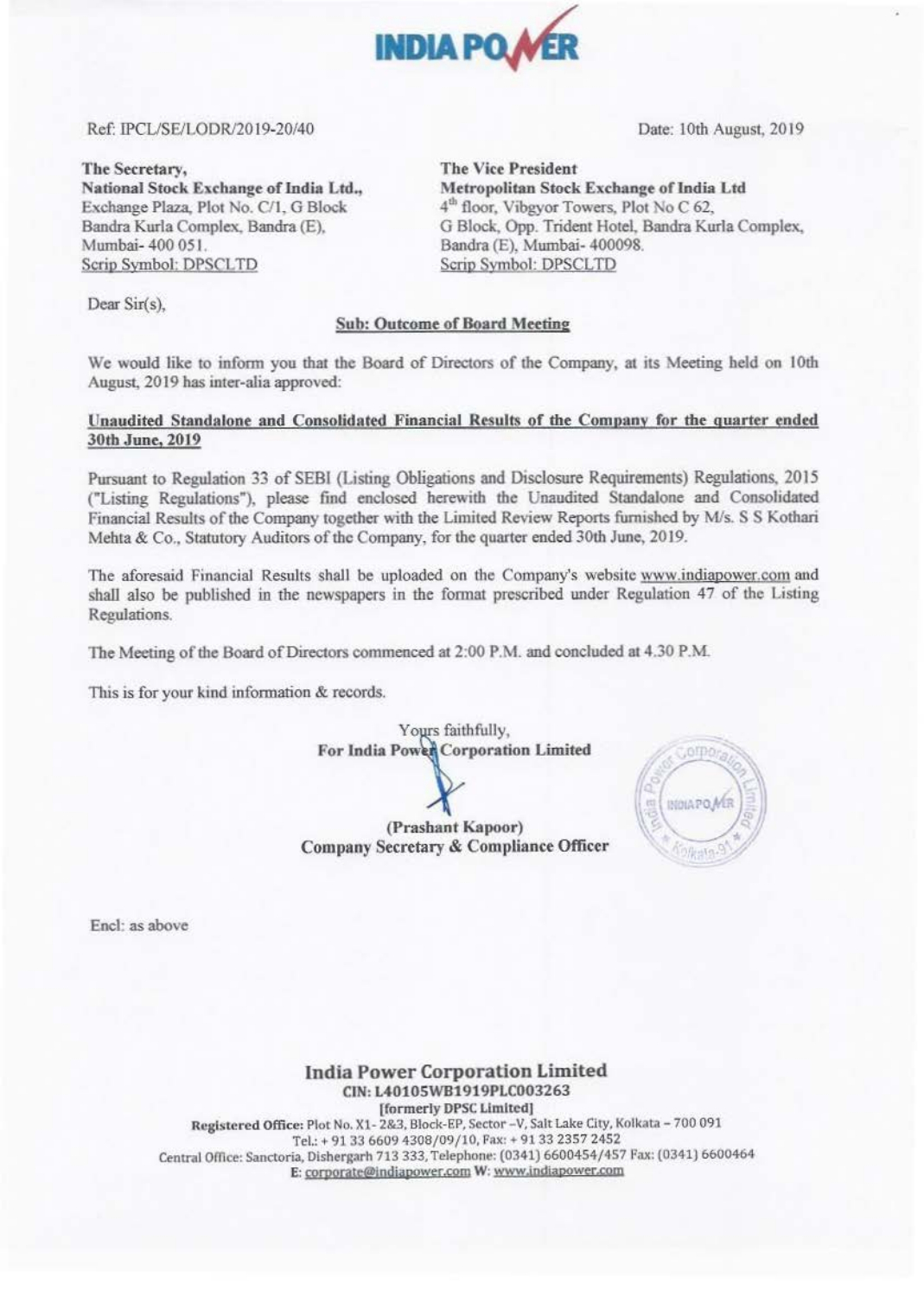INDIA POWER

Ref: IPCL/SE/LODR/2019-20/40

Date: 10th August, 2019

**The Secretary,**
**National Stock Exchange of India Ltd.,**
Exchange Plaza, Plot No. C/1, G Block
Bandra Kurla Complex, Bandra (E),
Mumbai- 400 051.
Scrip Symbol: DPSCLTD

**The Vice President**
**Metropolitan Stock Exchange of India Ltd**
4th floor, Vibgyor Towers, Plot No C 62,
G Block, Opp. Trident Hotel, Bandra Kurla Complex,
Bandra (E), Mumbai- 400098.
Scrip Symbol: DPSCLTD

Dear Sir(s),

**Sub: Outcome of Board Meeting**

We would like to inform you that the Board of Directors of the Company, at its Meeting held on 10th August, 2019 has inter-alia approved:

**Unaudited Standalone and Consolidated Financial Results of the Company for the quarter ended 30th June, 2019**

Pursuant to Regulation 33 of SEBI (Listing Obligations and Disclosure Requirements) Regulations, 2015 ("Listing Regulations"), please find enclosed herewith the Unaudited Standalone and Consolidated Financial Results of the Company together with the Limited Review Reports furnished by M/s. S S Kothari Mehta & Co., Statutory Auditors of the Company, for the quarter ended 30th June, 2019.

The aforesaid Financial Results shall be uploaded on the Company's website www.indiapower.com and shall also be published in the newspapers in the format prescribed under Regulation 47 of the Listing Regulations.

The Meeting of the Board of Directors commenced at 2:00 P.M. and concluded at 4.30 P.M.

This is for your kind information & records.

Yours faithfully,
**For India Power Corporation Limited**

**(Prashant Kapoor)**
**Company Secretary & Compliance Officer**

Encl: as above

**India Power Corporation Limited**
**CIN: L40105WB1919PLC003263**
**[formerly DPSC Limited]**
**Registered Office:** Plot No. X1- 2&3, Block-EP, Sector –V, Salt Lake City, Kolkata – 700 091
Tel.: + 91 33 6609 4308/09/10, Fax: + 91 33 2357 2452
Central Office: Sanctoria, Dishergarh 713 333, Telephone: (0341) 6600454/457 Fax: (0341) 6600464
E: corporate@indiapower.com W: www.indiapower.com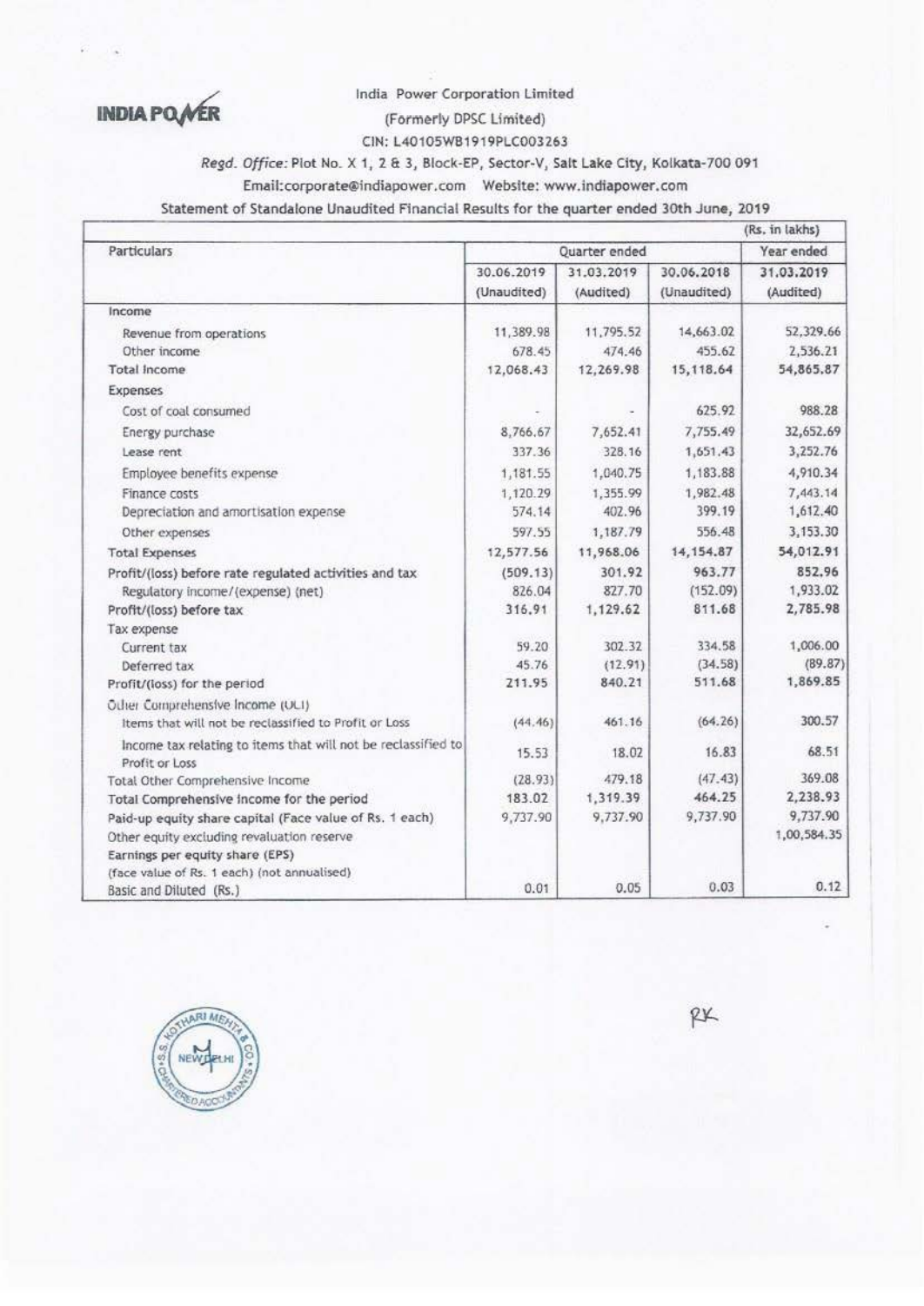INDIA POWER

India Power Corporation Limited

(Formerly DPSC Limited)

CIN: L40105WB1919PLC003263

*Regd. Office:* Plot No. X 1, 2 & 3, Block-EP, Sector-V, Salt Lake City, Kolkata-700 091

Email:corporate@indiapower.com Website: www.indiapower.com

Statement of Standalone Unaudited Financial Results for the quarter ended 30th June, 2019

(Rs. in lakhs)

| Particulars | Quarter ended | | | Year ended |
|---|---|---|---|---|
| | 30.06.2019 (Unaudited) | 31.03.2019 (Audited) | 30.06.2018 (Unaudited) | 31.03.2019 (Audited) |
| Income | | | | |
| Revenue from operations | 11,389.98 | 11,795.52 | 14,663.02 | 52,329.66 |
| Other income | 678.45 | 474.46 | 455.62 | 2,536.21 |
| Total Income | 12,068.43 | 12,269.98 | 15,118.64 | 54,865.87 |
| Expenses | | | | |
| Cost of coal consumed | - | - | 625.92 | 988.28 |
| Energy purchase | 8,766.67 | 7,652.41 | 7,755.49 | 32,652.69 |
| Lease rent | 337.36 | 328.16 | 1,651.43 | 3,252.76 |
| Employee benefits expense | 1,181.55 | 1,040.75 | 1,183.88 | 4,910.34 |
| Finance costs | 1,120.29 | 1,355.99 | 1,982.48 | 7,443.14 |
| Depreciation and amortisation expense | 574.14 | 402.96 | 399.19 | 1,612.40 |
| Other expenses | 597.55 | 1,187.79 | 556.48 | 3,153.30 |
| Total Expenses | 12,577.56 | 11,968.06 | 14,154.87 | 54,012.91 |
| Profit/(loss) before rate regulated activities and tax | (509.13) | 301.92 | 963.77 | 852.96 |
| Regulatory income/(expense) (net) | 826.04 | 827.70 | (152.09) | 1,933.02 |
| Profit/(loss) before tax | 316.91 | 1,129.62 | 811.68 | 2,785.98 |
| Tax expense | | | | |
| Current tax | 59.20 | 302.32 | 334.58 | 1,006.00 |
| Deferred tax | 45.76 | (12.91) | (34.58) | (89.87) |
| Profit/(loss) for the period | 211.95 | 840.21 | 511.68 | 1,869.85 |
| Other Comprehensive Income (OCI) | | | | |
| Items that will not be reclassified to Profit or Loss | (44.46) | 461.16 | (64.26) | 300.57 |
| Income tax relating to items that will not be reclassified to Profit or Loss | 15.53 | 18.02 | 16.83 | 68.51 |
| Total Other Comprehensive Income | (28.93) | 479.18 | (47.43) | 369.08 |
| Total Comprehensive Income for the period | 183.02 | 1,319.39 | 464.25 | 2,238.93 |
| Paid-up equity share capital (Face value of Rs. 1 each) | 9,737.90 | 9,737.90 | 9,737.90 | 9,737.90 |
| Other equity excluding revaluation reserve | | | | 1,00,584.35 |
| Earnings per equity share (EPS) (face value of Rs. 1 each) (not annualised) | | | | |
| Basic and Diluted (Rs.) | 0.01 | 0.05 | 0.03 | 0.12 |

RK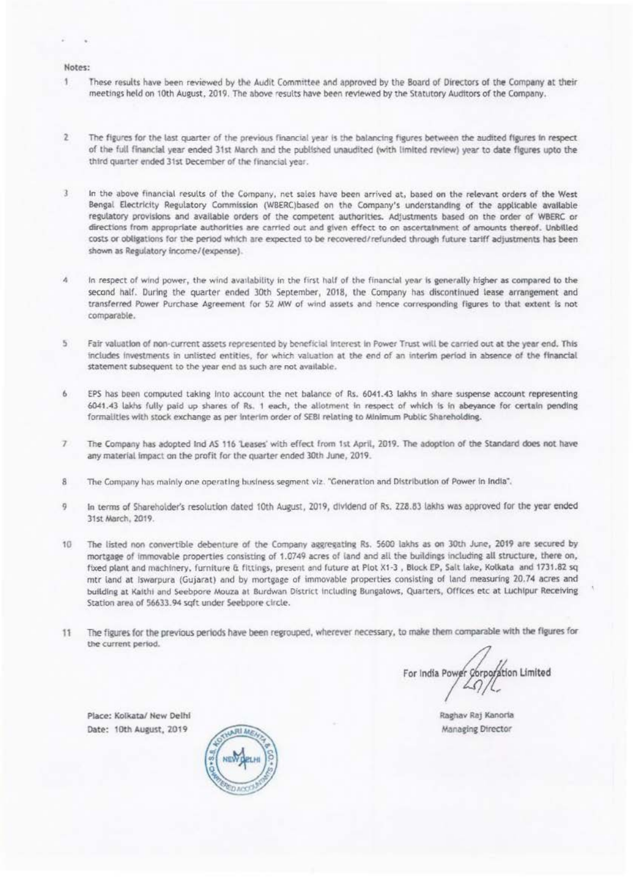Notes:

1. These results have been reviewed by the Audit Committee and approved by the Board of Directors of the Company at their meetings held on 10th August, 2019. The above results have been reviewed by the Statutory Auditors of the Company.

2. The figures for the last quarter of the previous financial year is the balancing figures between the audited figures in respect of the full financial year ended 31st March and the published unaudited (with limited review) year to date figures upto the third quarter ended 31st December of the financial year.

3. In the above financial results of the Company, net sales have been arrived at, based on the relevant orders of the West Bengal Electricity Regulatory Commission (WBERC)based on the Company's understanding of the applicable available regulatory provisions and available orders of the competent authorities. Adjustments based on the order of WBERC or directions from appropriate authorities are carried out and given effect to on ascertainment of amounts thereof. Unbilled costs or obligations for the period which are expected to be recovered/refunded through future tariff adjustments has been shown as Regulatory income/(expense).

4. In respect of wind power, the wind availability in the first half of the financial year is generally higher as compared to the second half. During the quarter ended 30th September, 2018, the Company has discontinued lease arrangement and transferred Power Purchase Agreement for 52 MW of wind assets and hence corresponding figures to that extent is not comparable.

5. Fair valuation of non-current assets represented by beneficial interest in Power Trust will be carried out at the year end. This includes investments in unlisted entities, for which valuation at the end of an interim period in absence of the financial statement subsequent to the year end as such are not available.

6. EPS has been computed taking into account the net balance of Rs. 6041.43 lakhs in share suspense account representing 6041.43 lakhs fully paid up shares of Rs. 1 each, the allotment in respect of which is in abeyance for certain pending formalities with stock exchange as per interim order of SEBI relating to Minimum Public Shareholding.

7. The Company has adopted Ind AS 116 'Leases' with effect from 1st April, 2019. The adoption of the Standard does not have any material impact on the profit for the quarter ended 30th June, 2019.

8. The Company has mainly one operating business segment viz. "Generation and Distribution of Power in India".

9. In terms of Shareholder's resolution dated 10th August, 2019, dividend of Rs. 228.83 lakhs was approved for the year ended 31st March, 2019.

10. The listed non convertible debenture of the Company aggregating Rs. 5600 lakhs as on 30th June, 2019 are secured by mortgage of immovable properties consisting of 1.0749 acres of land and all the buildings including all structure, there on, fixed plant and machinery, furniture & fittings, present and future at Plot X1-3 , Block EP, Salt lake, Kolkata and 1731.82 sq mtr land at Iswarpura (Gujarat) and by mortgage of immovable properties consisting of land measuring 20.74 acres and building at Kalthi and Seebpore Mouza at Burdwan District including Bungalows, Quarters, Offices etc at Luchipur Receiving Station area of 56633.94 sqft under Seebpore circle.

11. The figures for the previous periods have been regrouped, wherever necessary, to make them comparable with the figures for the current period.

For India Power Corporation Limited

Raghav Raj Kanoria
Managing Director

Place: Kolkata/ New Delhi
Date: 10th August, 2019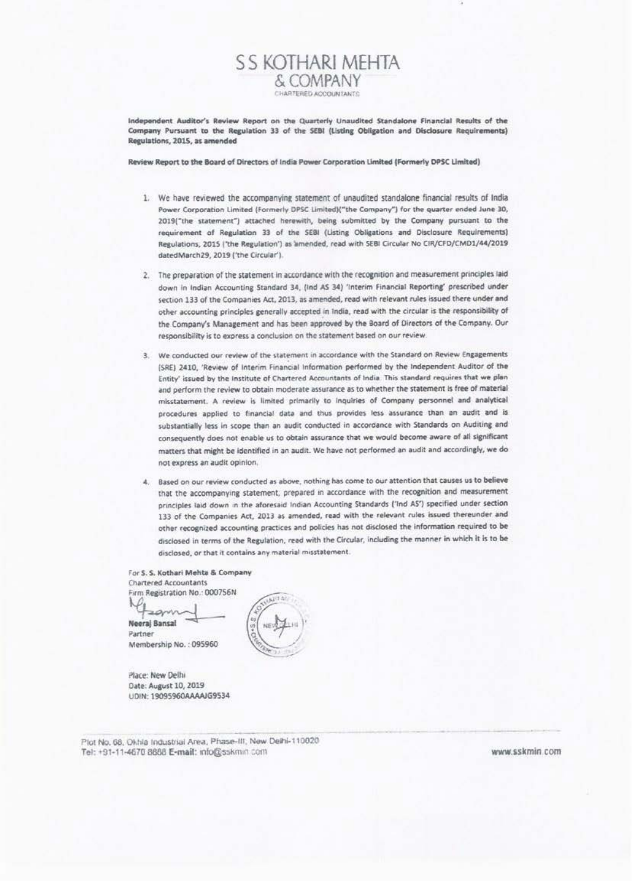# S S KOTHARI MEHTA & COMPANY

CHARTERED ACCOUNTANTS

**Independent Auditor's Review Report on the Quarterly Unaudited Standalone Financial Results of the Company Pursuant to the Regulation 33 of the SEBI (Listing Obligation and Disclosure Requirements) Regulations, 2015, as amended**

**Review Report to the Board of Directors of India Power Corporation Limited (Formerly DPSC Limited)**

1. We have reviewed the accompanying statement of unaudited standalone financial results of India Power Corporation Limited (Formerly DPSC Limited)("the Company") for the quarter ended June 30, 2019("the statement") attached herewith, being submitted by the Company pursuant to the requirement of Regulation 33 of the SEBI (Listing Obligations and Disclosure Requirements) Regulations, 2015 ('the Regulation') as amended, read with SEBI Circular No CIR/CFD/CMD1/44/2019 datedMarch29, 2019 ('the Circular').

2. The preparation of the statement in accordance with the recognition and measurement principles laid down in Indian Accounting Standard 34, (Ind AS 34) 'Interim Financial Reporting' prescribed under section 133 of the Companies Act, 2013, as amended, read with relevant rules issued there under and other accounting principles generally accepted in India, read with the circular is the responsibility of the Company's Management and has been approved by the Board of Directors of the Company. Our responsibility is to express a conclusion on the statement based on our review.

3. We conducted our review of the statement in accordance with the Standard on Review Engagements (SRE) 2410, 'Review of Interim Financial Information performed by the Independent Auditor of the Entity' issued by the Institute of Chartered Accountants of India. This standard requires that we plan and perform the review to obtain moderate assurance as to whether the statement is free of material misstatement. A review is limited primarily to inquiries of Company personnel and analytical procedures applied to financial data and thus provides less assurance than an audit and is substantially less in scope than an audit conducted in accordance with Standards on Auditing and consequently does not enable us to obtain assurance that we would become aware of all significant matters that might be identified in an audit. We have not performed an audit and accordingly, we do not express an audit opinion.

4. Based on our review conducted as above, nothing has come to our attention that causes us to believe that the accompanying statement, prepared in accordance with the recognition and measurement principles laid down in the aforesaid Indian Accounting Standards ('Ind AS') specified under section 133 of the Companies Act, 2013 as amended, read with the relevant rules issued thereunder and other recognized accounting practices and policies has not disclosed the information required to be disclosed in terms of the Regulation, read with the Circular, including the manner in which it is to be disclosed, or that it contains any material misstatement.

For **S. S. Kothari Mehta & Company**
Chartered Accountants
Firm Registration No.: 000756N

**Neeraj Bansal**
Partner
Membership No. : 095960

Place: New Delhi
Date: August 10, 2019
UDIN: 19095960AAAAJG9534

Plot No. 68, Okhla Industrial Area, Phase-III, New Delhi-110020
Tel: +91-11-4670 8888 **E-mail:** info@sskmin.com

www.sskmin.com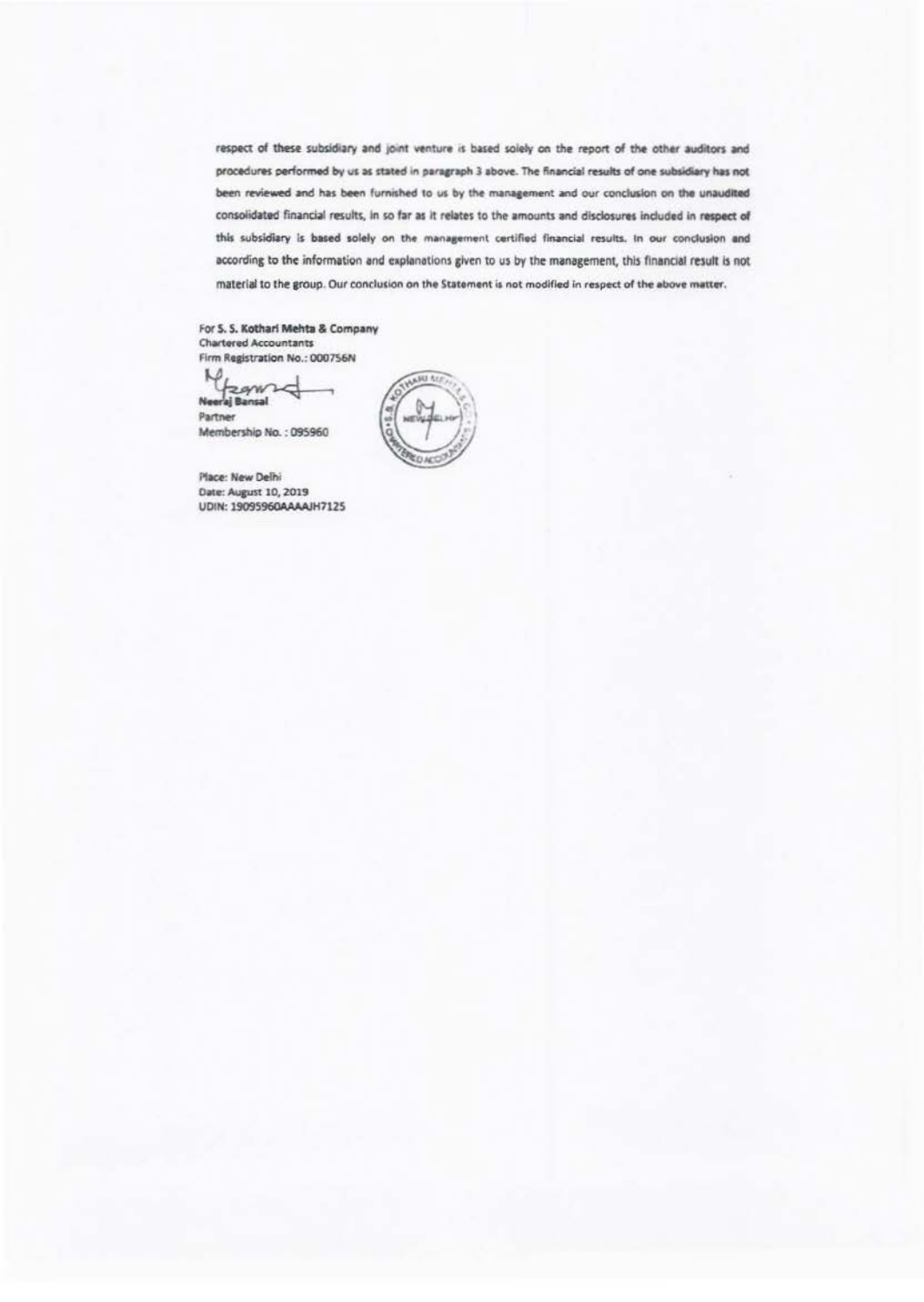respect of these subsidiary and joint venture is based solely on the report of the other auditors and procedures performed by us as stated in paragraph 3 above. The financial results of one subsidiary has not been reviewed and has been furnished to us by the management and our conclusion on the unaudited consolidated financial results, in so far as it relates to the amounts and disclosures included in respect of this subsidiary is based solely on the management certified financial results. In our conclusion and according to the information and explanations given to us by the management, this financial result is not material to the group. Our conclusion on the Statement is not modified in respect of the above matter.

For S. S. Kothari Mehta & Company
Chartered Accountants
Firm Registration No.: 000756N

Neeraj Bansal
Partner
Membership No. : 095960

Place: New Delhi
Date: August 10, 2019
UDIN: 19095960AAAAJH7125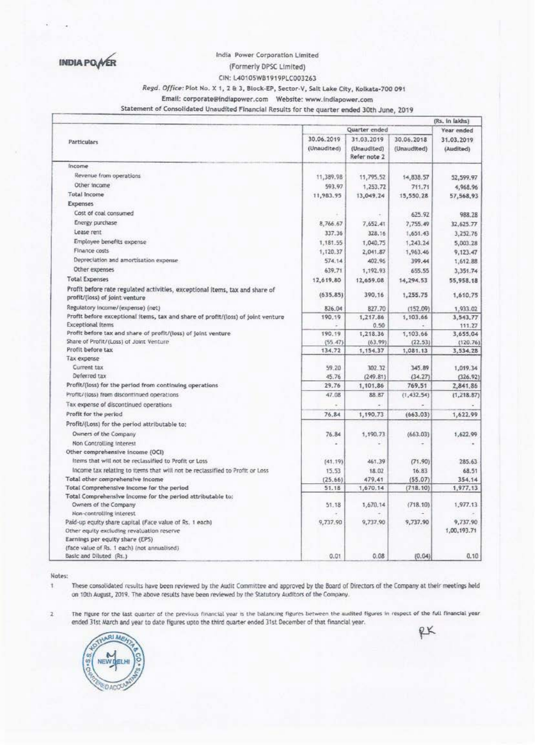INDIA POWER

India Power Corporation Limited
(Formerly DPSC Limited)
CIN: L40105WB1919PLC003263
*Regd. Office:* Plot No. X 1, 2 & 3, Block-EP, Sector-V, Salt Lake City, Kolkata-700 091
Email: corporate@indiapower.com Website: www.indiapower.com

## Statement of Consolidated Unaudited Financial Results for the quarter ended 30th June, 2019

(Rs. in lakhs)

| Particulars | Quarter ended | | | Year ended |
|---|---|---|---|---|
| | 30.06.2019 (Unaudited) | 31.03.2019 (Unaudited) Refer note 2 | 30.06.2018 (Unaudited) | 31.03.2019 (Audited) |
| **Income** | | | | |
| Revenue from operations | 11,389.98 | 11,795.52 | 14,838.57 | 52,599.97 |
| Other income | 593.97 | 1,253.72 | 711.71 | 4,968.96 |
| **Total Income** | 11,983.95 | 13,049.24 | 15,550.28 | 57,568.93 |
| **Expenses** | | | | |
| Cost of coal consumed | - | - | 625.92 | 988.28 |
| Energy purchase | 8,766.67 | 7,652.41 | 7,755.49 | 32,625.77 |
| Lease rent | 337.36 | 328.16 | 1,651.43 | 3,252.76 |
| Employee benefits expense | 1,181.55 | 1,040.75 | 1,243.24 | 5,003.28 |
| Finance costs | 1,120.37 | 2,041.87 | 1,963.46 | 9,123.47 |
| Depreciation and amortisation expense | 574.14 | 402.96 | 399.44 | 1,612.88 |
| Other expenses | 639.71 | 1,192.93 | 655.55 | 3,351.74 |
| **Total Expenses** | 12,619.80 | 12,659.08 | 14,294.53 | 55,958.18 |
| **Profit before rate regulated activities, exceptional items, tax and share of profit/(loss) of joint venture** | (635.85) | 390.16 | 1,255.75 | 1,610.75 |
| Regulatory income/(expense) (net) | 826.04 | 827.70 | (152.09) | 1,933.02 |
| Profit before exceptional items, tax and share of profit/(loss) of joint venture | 190.19 | 1,217.86 | 1,103.66 | 3,543.77 |
| Exceptional items | - | 0.50 | - | 111.27 |
| Profit before tax and share of profit/(loss) of joint venture | 190.19 | 1,218.36 | 1,103.66 | 3,655.04 |
| Share of Profit/(Loss) of Joint Venture | (55.47) | (63.99) | (22.53) | (120.76) |
| Profit before tax | 134.72 | 1,154.37 | 1,081.13 | 3,534.28 |
| Tax expense | | | | |
| Current tax | 59.20 | 302.32 | 345.89 | 1,019.34 |
| Deferred tax | 45.76 | (249.81) | (34.27) | (326.92) |
| **Profit/(loss) for the period from continuing operations** | 29.76 | 1,101.86 | 769.51 | 2,841.86 |
| Profit/(loss) from discontinued operations | 47.08 | 88.87 | (1,432.54) | (1,218.87) |
| Tax expense of discontinued operations | - | - | - | - |
| **Profit for the period** | 76.84 | 1,190.73 | (663.03) | 1,622.99 |
| Profit/(Loss) for the period attributable to: | | | | |
| Owners of the Company | 76.84 | 1,190.73 | (663.03) | 1,622.99 |
| Non Controlling interest | - | - | - | - |
| Other comprehensive income (OCI) | | | | |
| Items that will not be reclassified to Profit or Loss | (41.19) | 461.39 | (71.90) | 285.63 |
| Income tax relating to items that will not be reclassified to Profit or Loss | 15.53 | 18.02 | 16.83 | 68.51 |
| **Total other comprehensive income** | (25.66) | 479.41 | (55.07) | 354.14 |
| **Total Comprehensive Income for the period** | 51.18 | 1,670.14 | (718.10) | 1,977.13 |
| **Total Comprehensive Income for the period attributable to:** | | | | |
| Owners of the Company | 51.18 | 1,670.14 | (718.10) | 1,977.13 |
| Non-controlling interest | - | - | - | - |
| Paid-up equity share capital (Face value of Rs. 1 each) | 9,737.90 | 9,737.90 | 9,737.90 | 9,737.90 |
| Other equity excluding revaluation reserve | | | | 1,00,193.71 |
| Earnings per equity share (EPS) (face value of Rs. 1 each) (not annualised) | | | | |
| Basic and Diluted (Rs.) | 0.01 | 0.08 | (0.04) | 0.10 |

Notes:

1. These consolidated results have been reviewed by the Audit Committee and approved by the Board of Directors of the Company at their meetings held on 10th August, 2019. The above results have been reviewed by the Statutory Auditors of the Company.

2. The figure for the last quarter of the previous financial year is the balancing figures between the audited figures in respect of the full financial year ended 31st March and year to date figures upto the third quarter ended 31st December of that financial year.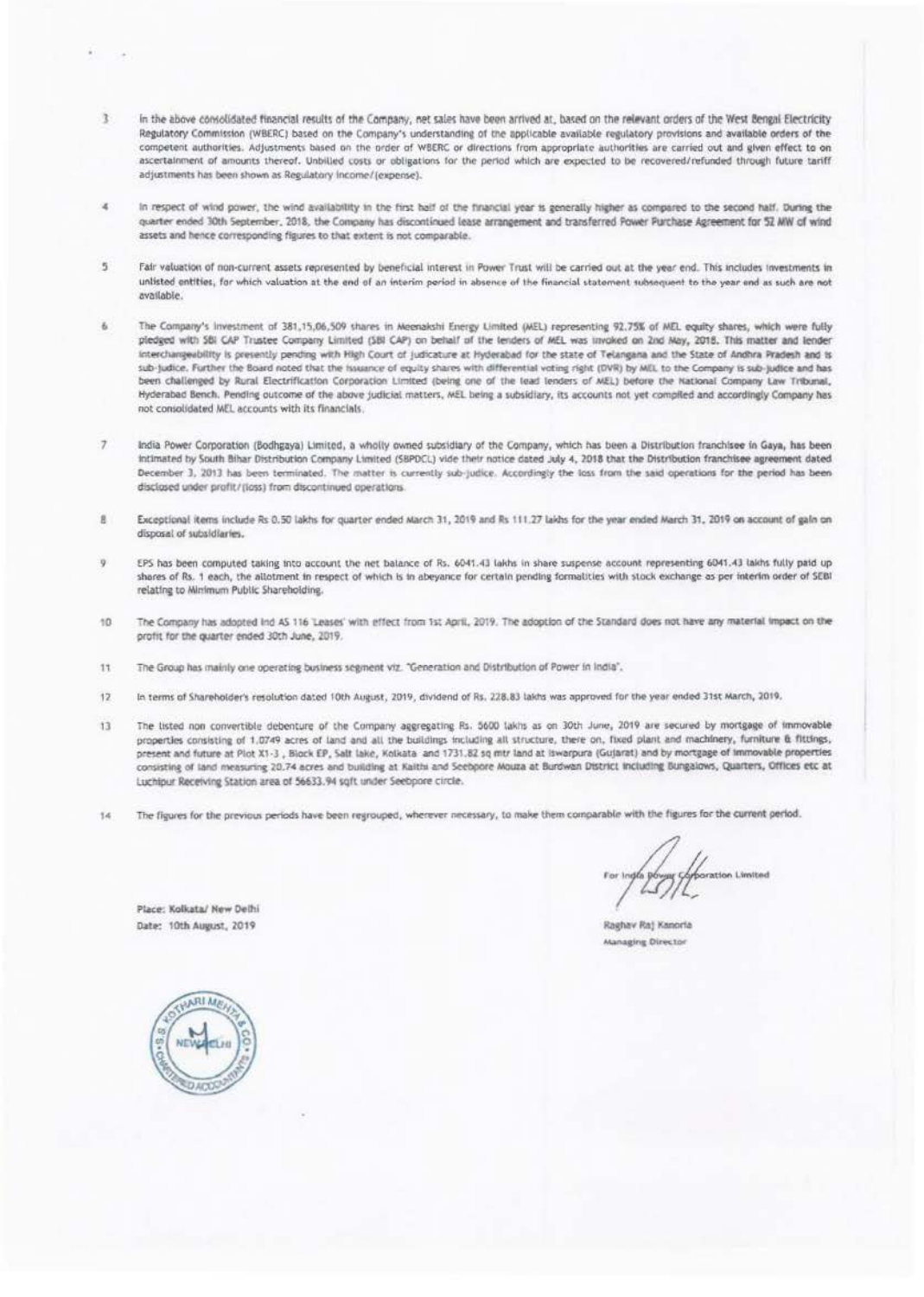3. In the above consolidated financial results of the Company, net sales have been arrived at, based on the relevant orders of the West Bengal Electricity Regulatory Commission (WBERC) based on the Company's understanding of the applicable available regulatory provisions and available orders of the competent authorities. Adjustments based on the order of WBERC or directions from appropriate authorities are carried out and given effect to on ascertainment of amounts thereof. Unbilled costs or obligations for the period which are expected to be recovered/refunded through future tariff adjustments has been shown as Regulatory income/(expense).

4. In respect of wind power, the wind availability in the first half of the financial year is generally higher as compared to the second half. During the quarter ended 30th September, 2018, the Company has discontinued lease arrangement and transferred Power Purchase Agreement for 52 MW of wind assets and hence corresponding figures to that extent is not comparable.

5. Fair valuation of non-current assets represented by beneficial interest in Power Trust will be carried out at the year end. This includes investments in unlisted entities, for which valuation at the end of an interim period in absence of the financial statement subsequent to the year end as such are not available.

6. The Company's investment of 381,15,06,509 shares in Meenakshi Energy Limited (MEL) representing 92.75% of MEL equity shares, which were fully pledged with SBI CAP Trustee Company Limited (SBI CAP) on behalf of the lenders of MEL was invoked on 2nd May, 2018. This matter and lender interchangeability is presently pending with High Court of Judicature at Hyderabad for the state of Telangana and the State of Andhra Pradesh and is sub-judice. Further the Board noted that the issuance of equity shares with differential voting right (DVR) by MEL to the Company is sub-judice and has been challenged by Rural Electrification Corporation Limited (being one of the lead lenders of MEL) before the National Company Law Tribunal, Hyderabad Bench. Pending outcome of the above judicial matters, MEL being a subsidiary, its accounts not yet compiled and accordingly Company has not consolidated MEL accounts with its financials.

7. India Power Corporation (Bodhgaya) Limited, a wholly owned subsidiary of the Company, which has been a Distribution franchisee in Gaya, has been intimated by South Bihar Distribution Company Limited (SBPDCL) vide their notice dated July 4, 2018 that the Distribution franchisee agreement dated December 3, 2013 has been terminated. The matter is currently sub-judice. Accordingly the loss from the said operations for the period has been disclosed under profit/(loss) from discontinued operations.

8. Exceptional items include Rs 0.50 lakhs for quarter ended March 31, 2019 and Rs 111.27 lakhs for the year ended March 31, 2019 on account of gain on disposal of subsidiaries.

9. EPS has been computed taking into account the net balance of Rs. 6041.43 lakhs in share suspense account representing 6041.43 lakhs fully paid up shares of Rs. 1 each, the allotment in respect of which is in abeyance for certain pending formalities with stock exchange as per interim order of SEBI relating to Minimum Public Shareholding.

10. The Company has adopted Ind AS 116 'Leases' with effect from 1st April, 2019. The adoption of the Standard does not have any material impact on the profit for the quarter ended 30th June, 2019.

11. The Group has mainly one operating business segment viz. "Generation and Distribution of Power in India".

12. In terms of Shareholder's resolution dated 10th August, 2019, dividend of Rs. 228.83 lakhs was approved for the year ended 31st March, 2019.

13. The listed non convertible debenture of the Company aggregating Rs. 5600 lakhs as on 30th June, 2019 are secured by mortgage of immovable properties consisting of 1.0749 acres of land and all the buildings including all structure, there on, fixed plant and machinery, furniture & fittings, present and future at Plot X1-3, Block EP, Salt lake, Kolkata and 1731.82 sq mtr land at Iswarpura (Gujarat) and by mortgage of immovable properties consisting of land measuring 20.74 acres and building at Kaithi and Seebpore Mouza at Burdwan District including Bungalows, Quarters, Offices etc at Luchipur Receiving Station area of 56633.94 sqft under Seebpore circle.

14. The figures for the previous periods have been regrouped, wherever necessary, to make them comparable with the figures for the current period.

For India Power Corporation Limited

Raghav Raj Kanoria
Managing Director

Place: Kolkata/ New Delhi
Date: 10th August, 2019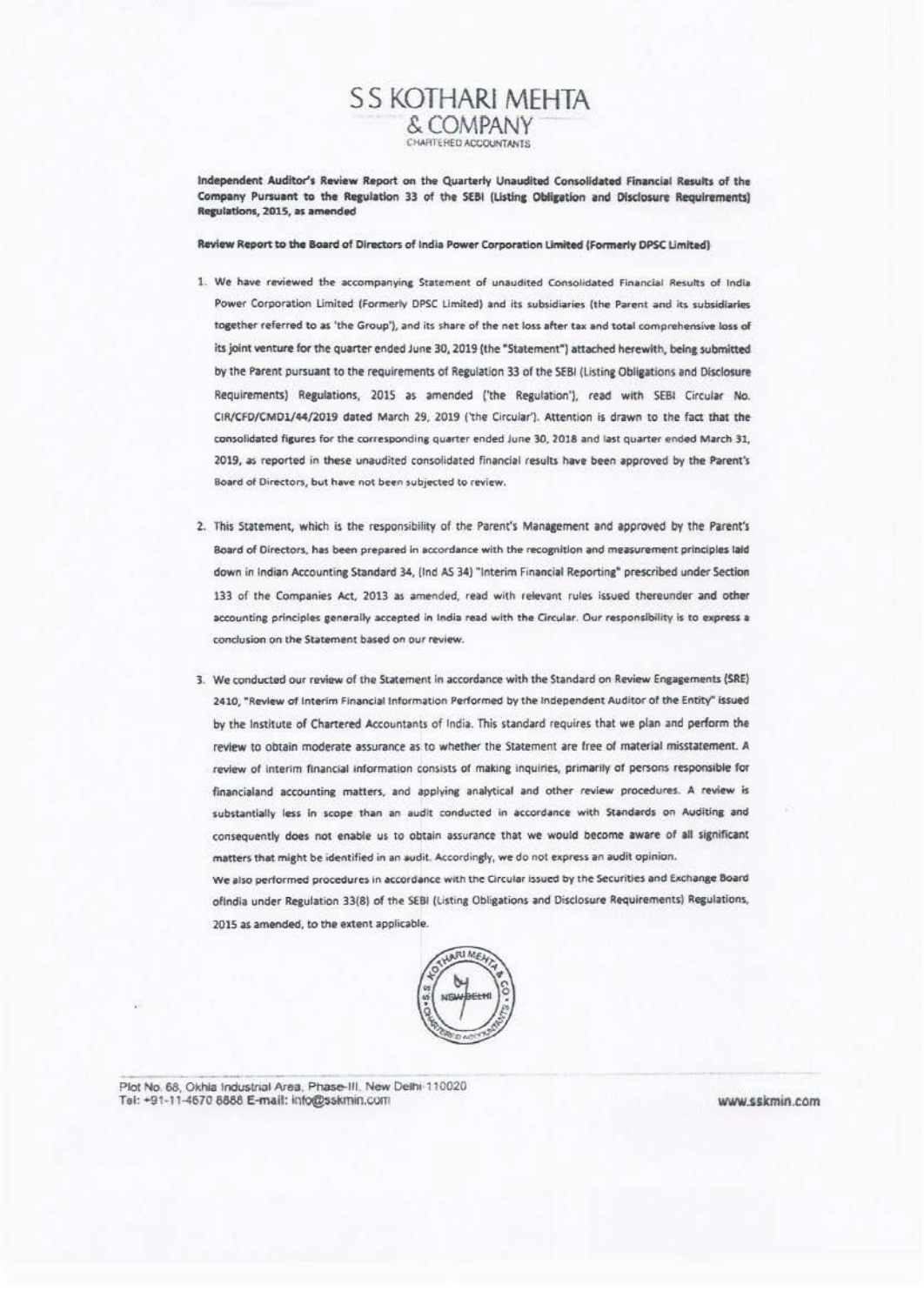# S S KOTHARI MEHTA & COMPANY

CHARTERED ACCOUNTANTS

**Independent Auditor's Review Report on the Quarterly Unaudited Consolidated Financial Results of the Company Pursuant to the Regulation 33 of the SEBI (Listing Obligation and Disclosure Requirements) Regulations, 2015, as amended**

**Review Report to the Board of Directors of India Power Corporation Limited (Formerly DPSC Limited)**

1. We have reviewed the accompanying Statement of unaudited Consolidated Financial Results of India Power Corporation Limited (Formerly DPSC Limited) and its subsidiaries (the Parent and its subsidiaries together referred to as 'the Group'), and its share of the net loss after tax and total comprehensive loss of its joint venture for the quarter ended June 30, 2019 (the "Statement") attached herewith, being submitted by the Parent pursuant to the requirements of Regulation 33 of the SEBI (Listing Obligations and Disclosure Requirements) Regulations, 2015 as amended ('the Regulation'), read with SEBI Circular No. CIR/CFD/CMD1/44/2019 dated March 29, 2019 ('the Circular'). Attention is drawn to the fact that the consolidated figures for the corresponding quarter ended June 30, 2018 and last quarter ended March 31, 2019, as reported in these unaudited consolidated financial results have been approved by the Parent's Board of Directors, but have not been subjected to review.

2. This Statement, which is the responsibility of the Parent's Management and approved by the Parent's Board of Directors, has been prepared in accordance with the recognition and measurement principles laid down in Indian Accounting Standard 34, (Ind AS 34) "Interim Financial Reporting" prescribed under Section 133 of the Companies Act, 2013 as amended, read with relevant rules issued thereunder and other accounting principles generally accepted in India read with the Circular. Our responsibility is to express a conclusion on the Statement based on our review.

3. We conducted our review of the Statement in accordance with the Standard on Review Engagements (SRE) 2410, "Review of Interim Financial Information Performed by the Independent Auditor of the Entity" issued by the Institute of Chartered Accountants of India. This standard requires that we plan and perform the review to obtain moderate assurance as to whether the Statement are free of material misstatement. A review of interim financial information consists of making inquiries, primarily of persons responsible for financialand accounting matters, and applying analytical and other review procedures. A review is substantially less in scope than an audit conducted in accordance with Standards on Auditing and consequently does not enable us to obtain assurance that we would become aware of all significant matters that might be identified in an audit. Accordingly, we do not express an audit opinion.

   We also performed procedures in accordance with the Circular issued by the Securities and Exchange Board ofIndia under Regulation 33(8) of the SEBI (Listing Obligations and Disclosure Requirements) Regulations, 2015 as amended, to the extent applicable.

Plot No. 68, Okhla Industrial Area, Phase-III, New Delhi-110020
Tel: +91-11-4670 8888 E-mail: info@sskmin.com

www.sskmin.com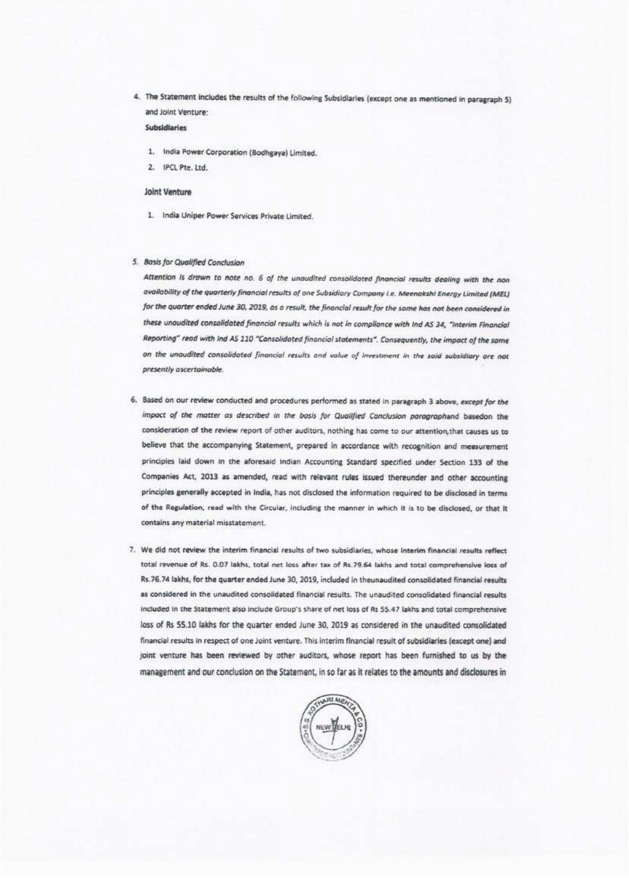4. The Statement includes the results of the following Subsidiaries (except one as mentioned in paragraph 5) and Joint Venture:

   **Subsidiaries**

   1. India Power Corporation (Bodhgaya) Limited.
   2. IPCL Pte. Ltd.

   **Joint Venture**

   1. India Uniper Power Services Private Limited.

5. *Basis for Qualified Conclusion*

   *Attention is drawn to note no. 6 of the unaudited consolidated financial results dealing with the non availability of the quarterly financial results of one Subsidiary Company i.e. Meenakshi Energy Limited (MEL) for the quarter ended June 30, 2019, as a result, the financial result for the same has not been considered in these unaudited consolidated financial results which is not in compliance with Ind AS 34, "Interim Financial Reporting" read with Ind AS 110 "Consolidated financial statements". Consequently, the impact of the same on the unaudited consolidated financial results and value of investment in the said subsidiary are not presently ascertainable.*

6. Based on our review conducted and procedures performed as stated in paragraph 3 above, *except for the impact of the matter as described in the basis for Qualified Conclusion paragraph*and basedon the consideration of the review report of other auditors, nothing has come to our attention,that causes us to believe that the accompanying Statement, prepared in accordance with recognition and measurement principles laid down in the aforesaid Indian Accounting Standard specified under Section 133 of the Companies Act, 2013 as amended, read with relevant rules issued thereunder and other accounting principles generally accepted in India, has not disclosed the information required to be disclosed in terms of the Regulation, read with the Circular, including the manner in which it is to be disclosed, or that it contains any material misstatement.

7. We did not review the interim financial results of two subsidiaries, whose interim financial results reflect total revenue of Rs. 0.07 lakhs, total net loss after tax of Rs.79.64 lakhs and total comprehensive loss of Rs.76.74 lakhs, for the quarter ended June 30, 2019, included in theunaudited consolidated financial results as considered in the unaudited consolidated financial results. The unaudited consolidated financial results included in the Statement also include Group's share of net loss of Rs 55.47 lakhs and total comprehensive loss of Rs 55.10 lakhs for the quarter ended June 30, 2019 as considered in the unaudited consolidated financial results in respect of one Joint venture. This interim financial result of subsidiaries (except one) and joint venture has been reviewed by other auditors, whose report has been furnished to us by the management and our conclusion on the Statement, in so far as it relates to the amounts and disclosures in